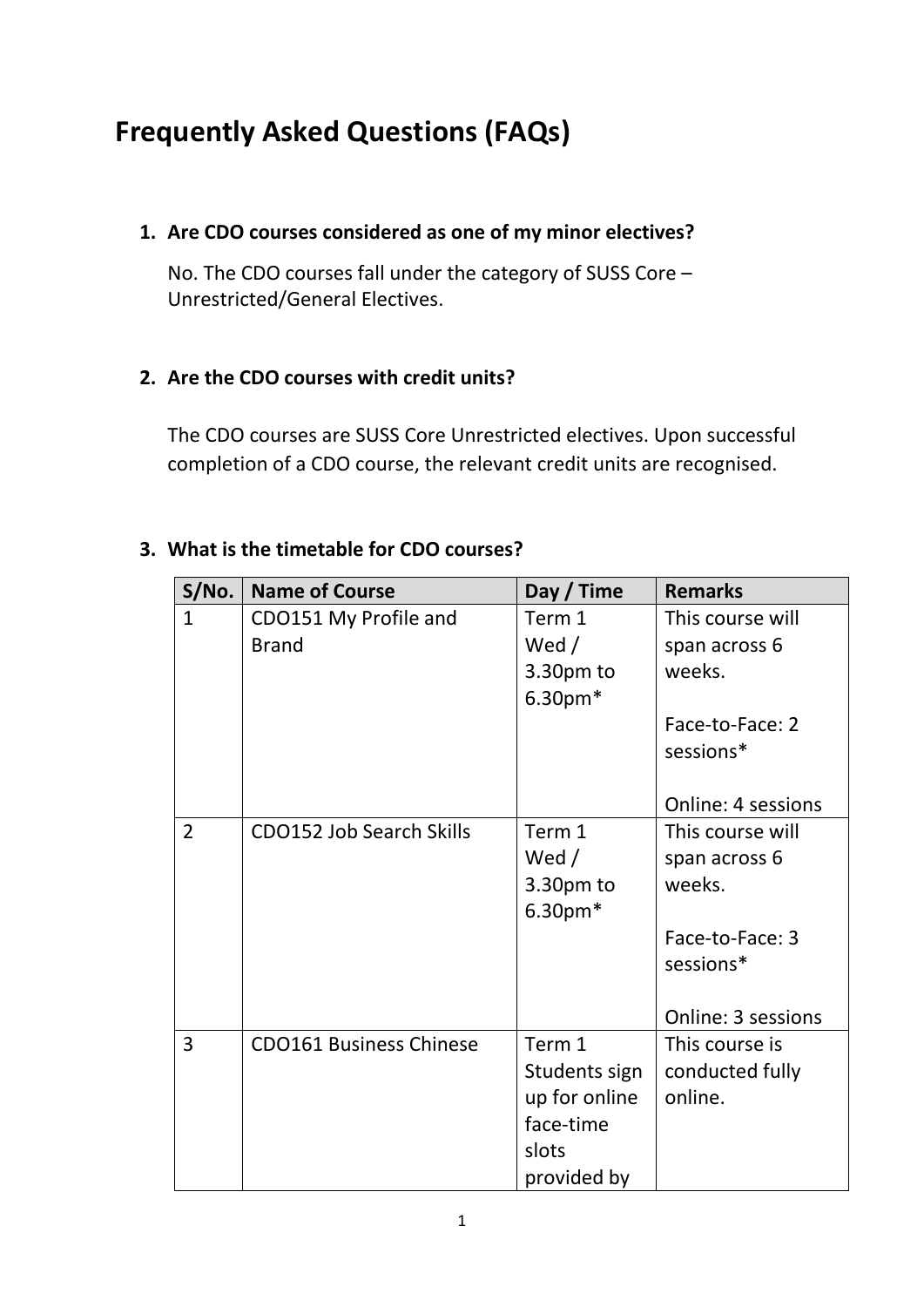# Frequently Asked Questions (FAQs)

1. **Are CDO courses considered as one of my minor electives?**

   No. The CDO courses fall under the category of SUSS Core – Unrestricted/General Electives.

2. **Are the CDO courses with credit units?**

   The CDO courses are SUSS Core Unrestricted electives. Upon successful completion of a CDO course, the relevant credit units are recognised.

3. **What is the timetable for CDO courses?**

| S/No. | Name of Course | Day / Time | Remarks |
|---|---|---|---|
| 1 | CDO151 My Profile and Brand | Term 1 Wed / 3.30pm to 6.30pm* | This course will span across 6 weeks.<br><br>Face-to-Face: 2 sessions*<br><br>Online: 4 sessions |
| 2 | CDO152 Job Search Skills | Term 1 Wed / 3.30pm to 6.30pm* | This course will span across 6 weeks.<br><br>Face-to-Face: 3 sessions*<br><br>Online: 3 sessions |
| 3 | CDO161 Business Chinese | Term 1 Students sign up for online face-time slots provided by | This course is conducted fully online. |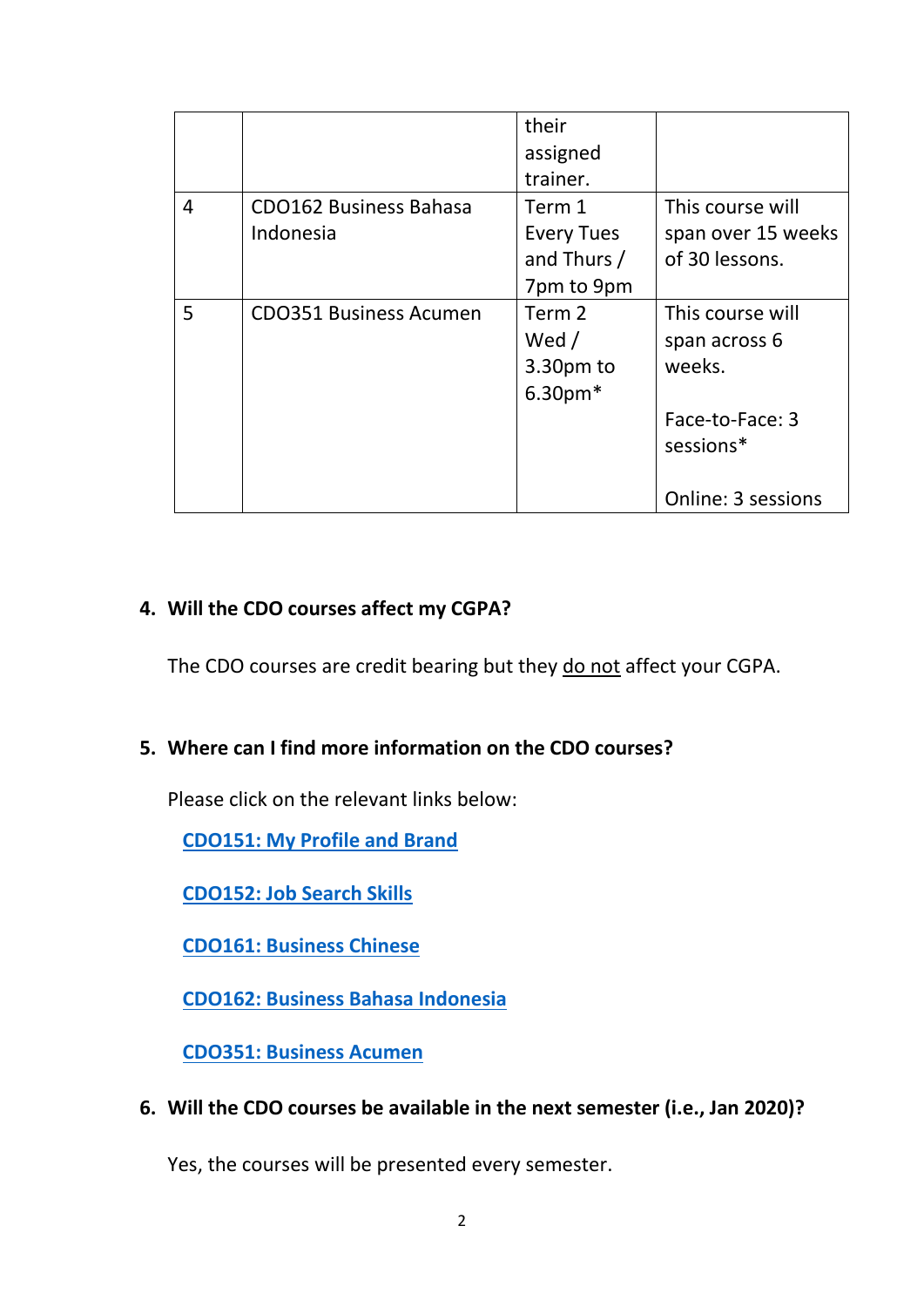| | | | |
|---|---|---|---|
| | | their assigned trainer. | |
| 4 | CDO162 Business Bahasa Indonesia | Term 1 Every Tues and Thurs / 7pm to 9pm | This course will span over 15 weeks of 30 lessons. |
| 5 | CDO351 Business Acumen | Term 2 Wed / 3.30pm to 6.30pm* | This course will span across 6 weeks.<br><br>Face-to-Face: 3 sessions*<br><br>Online: 3 sessions |

**4. Will the CDO courses affect my CGPA?**

The CDO courses are credit bearing but they do not affect your CGPA.

**5. Where can I find more information on the CDO courses?**

Please click on the relevant links below:

**CDO151: My Profile and Brand**

**CDO152: Job Search Skills**

**CDO161: Business Chinese**

**CDO162: Business Bahasa Indonesia**

**CDO351: Business Acumen**

**6. Will the CDO courses be available in the next semester (i.e., Jan 2020)?**

Yes, the courses will be presented every semester.